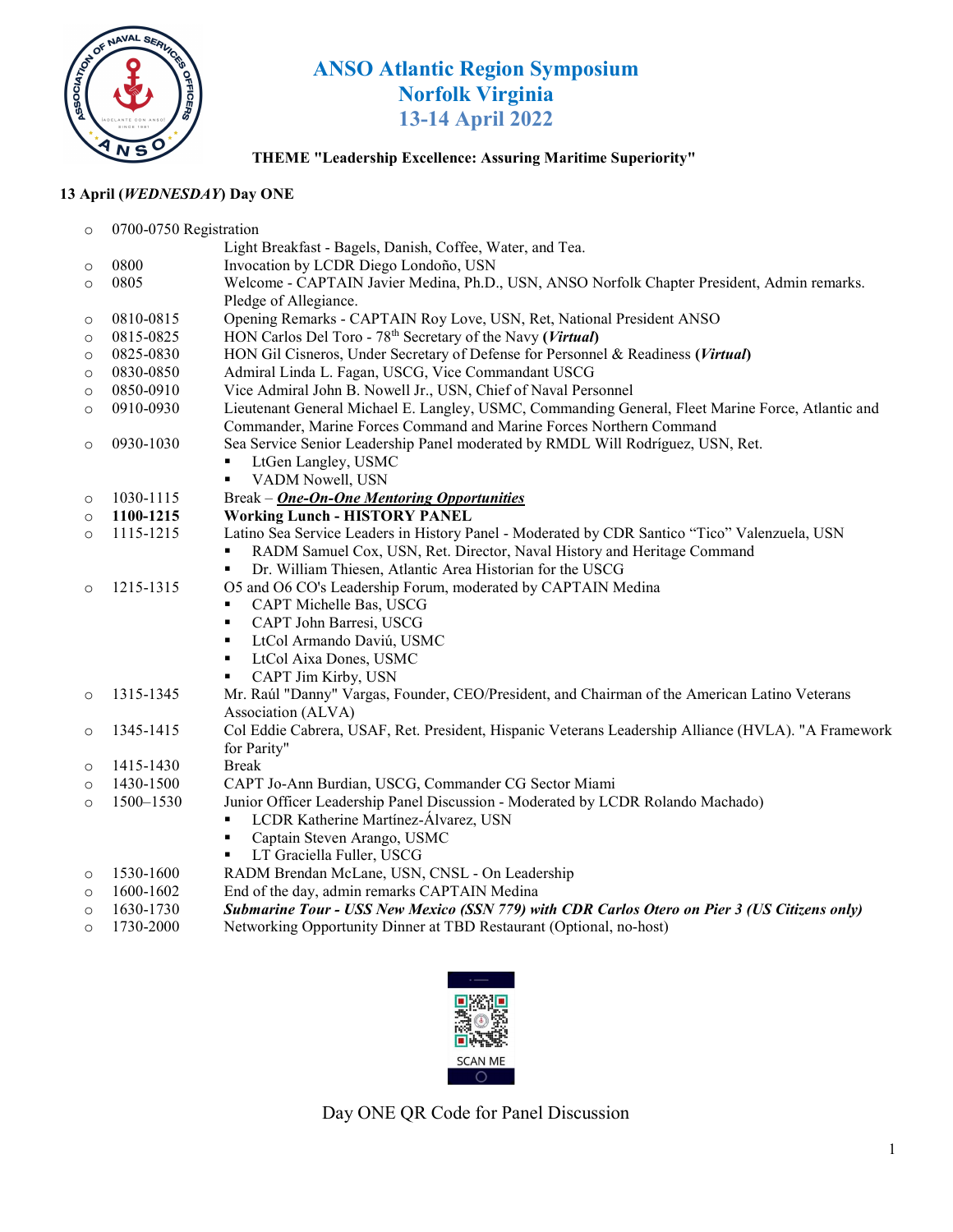# ANSO Atlantic Region Symposium
# Norfolk Virginia
# 13-14 April 2022

**THEME "Leadership Excellence: Assuring Maritime Superiority"**

**13 April (*WEDNESDAY*) Day ONE**

- 0700-0750 Registration
  Light Breakfast - Bagels, Danish, Coffee, Water, and Tea.
- 0800 Invocation by LCDR Diego Londoño, USN
- 0805 Welcome - CAPTAIN Javier Medina, Ph.D., USN, ANSO Norfolk Chapter President, Admin remarks. Pledge of Allegiance.
- 0810-0815 Opening Remarks - CAPTAIN Roy Love, USN, Ret, National President ANSO
- 0815-0825 HON Carlos Del Toro - 78th Secretary of the Navy **(*Virtual*)**
- 0825-0830 HON Gil Cisneros, Under Secretary of Defense for Personnel & Readiness **(*Virtual*)**
- 0830-0850 Admiral Linda L. Fagan, USCG, Vice Commandant USCG
- 0850-0910 Vice Admiral John B. Nowell Jr., USN, Chief of Naval Personnel
- 0910-0930 Lieutenant General Michael E. Langley, USMC, Commanding General, Fleet Marine Force, Atlantic and Commander, Marine Forces Command and Marine Forces Northern Command
- 0930-1030 Sea Service Senior Leadership Panel moderated by RMDL Will Rodríguez, USN, Ret.
  - LtGen Langley, USMC
  - VADM Nowell, USN
- 1030-1115 Break – ***One-On-One Mentoring Opportunities***
- **1100-1215** **Working Lunch - HISTORY PANEL**
- 1115-1215 Latino Sea Service Leaders in History Panel - Moderated by CDR Santico "Tico" Valenzuela, USN
  - RADM Samuel Cox, USN, Ret. Director, Naval History and Heritage Command
  - Dr. William Thiesen, Atlantic Area Historian for the USCG
- 1215-1315 O5 and O6 CO's Leadership Forum, moderated by CAPTAIN Medina
  - CAPT Michelle Bas, USCG
  - CAPT John Barresi, USCG
  - LtCol Armando Daviú, USMC
  - LtCol Aixa Dones, USMC
  - CAPT Jim Kirby, USN
- 1315-1345 Mr. Raúl "Danny" Vargas, Founder, CEO/President, and Chairman of the American Latino Veterans Association (ALVA)
- 1345-1415 Col Eddie Cabrera, USAF, Ret. President, Hispanic Veterans Leadership Alliance (HVLA). "A Framework for Parity"
- 1415-1430 Break
- 1430-1500 CAPT Jo-Ann Burdian, USCG, Commander CG Sector Miami
- 1500–1530 Junior Officer Leadership Panel Discussion - Moderated by LCDR Rolando Machado)
  - LCDR Katherine Martínez-Álvarez, USN
  - Captain Steven Arango, USMC
  - LT Graciella Fuller, USCG
- 1530-1600 RADM Brendan McLane, USN, CNSL - On Leadership
- 1600-1602 End of the day, admin remarks CAPTAIN Medina
- 1630-1730 ***Submarine Tour - USS New Mexico (SSN 779) with CDR Carlos Otero on Pier 3 (US Citizens only)***
- 1730-2000 Networking Opportunity Dinner at TBD Restaurant (Optional, no-host)

SCAN ME

Day ONE QR Code for Panel Discussion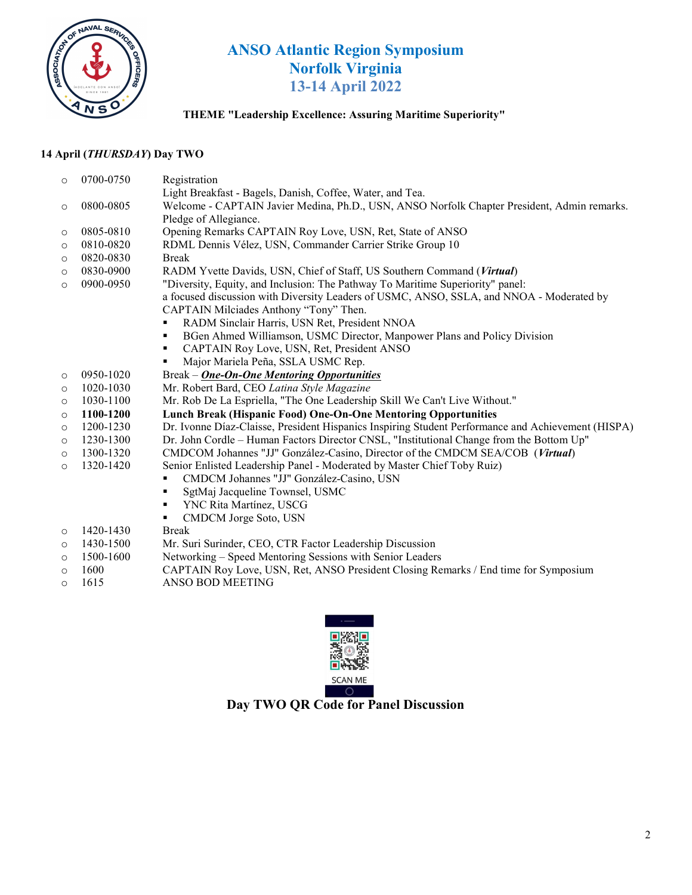# ANSO Atlantic Region Symposium
## Norfolk Virginia
## 13-14 April 2022

**THEME "Leadership Excellence: Assuring Maritime Superiority"**

**14 April (*THURSDAY*) Day TWO**

- 0700-0750 Registration
  Light Breakfast - Bagels, Danish, Coffee, Water, and Tea.
- 0800-0805 Welcome - CAPTAIN Javier Medina, Ph.D., USN, ANSO Norfolk Chapter President, Admin remarks. Pledge of Allegiance.
- 0805-0810 Opening Remarks CAPTAIN Roy Love, USN, Ret, State of ANSO
- 0810-0820 RDML Dennis Vélez, USN, Commander Carrier Strike Group 10
- 0820-0830 Break
- 0830-0900 RADM Yvette Davids, USN, Chief of Staff, US Southern Command (***Virtual***)
- 0900-0950 "Diversity, Equity, and Inclusion: The Pathway To Maritime Superiority" panel: a focused discussion with Diversity Leaders of USMC, ANSO, SSLA, and NNOA - Moderated by CAPTAIN Milciades Anthony "Tony" Then.
  - RADM Sinclair Harris, USN Ret, President NNOA
  - BGen Ahmed Williamson, USMC Director, Manpower Plans and Policy Division
  - CAPTAIN Roy Love, USN, Ret, President ANSO
  - Major Mariela Peña, SSLA USMC Rep.
- 0950-1020 Break – ***One-On-One Mentoring Opportunities***
- 1020-1030 Mr. Robert Bard, CEO *Latina Style Magazine*
- 1030-1100 Mr. Rob De La Espriella, "The One Leadership Skill We Can't Live Without."
- **1100-1200** **Lunch Break (Hispanic Food) One-On-One Mentoring Opportunities**
- 1200-1230 Dr. Ivonne Díaz-Claisse, President Hispanics Inspiring Student Performance and Achievement (HISPA)
- 1230-1300 Dr. John Cordle – Human Factors Director CNSL, "Institutional Change from the Bottom Up"
- 1300-1320 CMDCOM Johannes "JJ" González-Casino, Director of the CMDCM SEA/COB (***Virtual***)
- 1320-1420 Senior Enlisted Leadership Panel - Moderated by Master Chief Toby Ruiz)
  - CMDCM Johannes "JJ" González-Casino, USN
  - SgtMaj Jacqueline Townsel, USMC
  - YNC Rita Martínez, USCG
  - CMDCM Jorge Soto, USN
- 1420-1430 Break
- 1430-1500 Mr. Suri Surinder, CEO, CTR Factor Leadership Discussion
- 1500-1600 Networking – Speed Mentoring Sessions with Senior Leaders
- 1600 CAPTAIN Roy Love, USN, Ret, ANSO President Closing Remarks / End time for Symposium
- 1615 ANSO BOD MEETING

SCAN ME

**Day TWO QR Code for Panel Discussion**